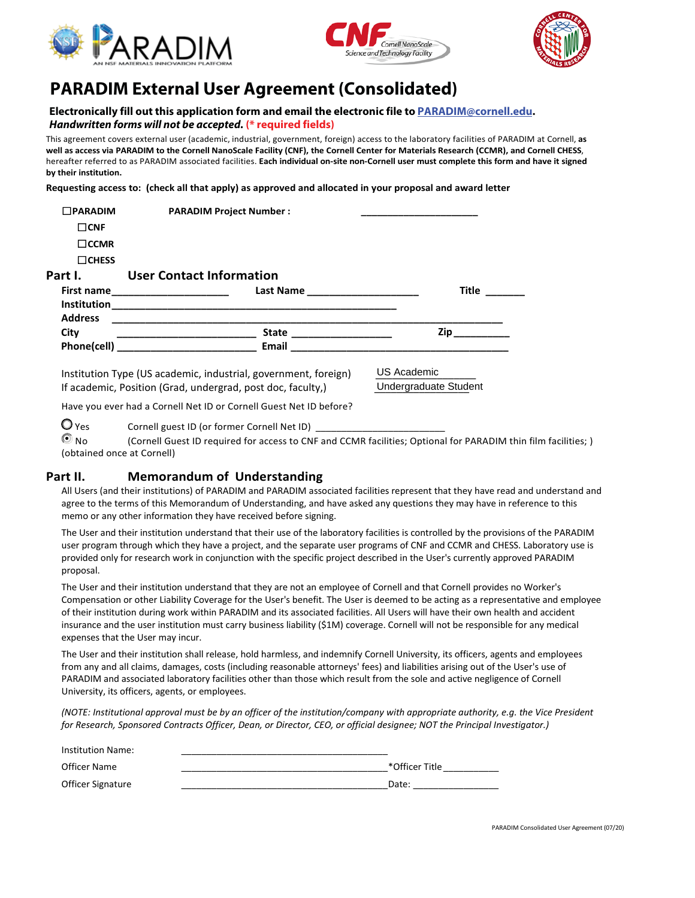# PARADIM External User Agreement (Consolidated)

**Electronically fill out this application form and email the electronic file to PARADIM@cornell.edu.**
***Handwritten forms will not be accepted.*** **(* required fields)**

This agreement covers external user (academic, industrial, government, foreign) access to the laboratory facilities of PARADIM at Cornell, **as well as access via PARADIM to the Cornell NanoScale Facility (CNF), the Cornell Center for Materials Research (CCMR), and Cornell CHESS**, hereafter referred to as PARADIM associated facilities. **Each individual on-site non-Cornell user must complete this form and have it signed by their institution.**

**Requesting access to: (check all that apply) as approved and allocated in your proposal and award letter**

☐**PARADIM** **PARADIM Project Number :** ______________________

- ☐**CNF**
- ☐**CCMR**
- ☐**CHESS**

## Part I. User Contact Information

**First name**_____________________ **Last Name** ____________________ **Title** _______

**Institution**____________________________________________________

**Address** ______________________________________________________________________

**City** _________________________ **State** __________________ **Zip**__________

**Phone(cell)** _________________________ **Email** ______________________________________

Institution Type (US academic, industrial, government, foreign) US Academic

If academic, Position (Grad, undergrad, post doc, faculty,) Undergraduate Student

Have you ever had a Cornell Net ID or Cornell Guest Net ID before?

○ Yes Cornell guest ID (or former Cornell Net ID) ________________________

◉ No (Cornell Guest ID required for access to CNF and CCMR facilities; Optional for PARADIM thin film facilities; ) (obtained once at Cornell)

## Part II. Memorandum of Understanding

All Users (and their institutions) of PARADIM and PARADIM associated facilities represent that they have read and understand and agree to the terms of this Memorandum of Understanding, and have asked any questions they may have in reference to this memo or any other information they have received before signing.

The User and their institution understand that their use of the laboratory facilities is controlled by the provisions of the PARADIM user program through which they have a project, and the separate user programs of CNF and CCMR and CHESS. Laboratory use is provided only for research work in conjunction with the specific project described in the User's currently approved PARADIM proposal.

The User and their institution understand that they are not an employee of Cornell and that Cornell provides no Worker's Compensation or other Liability Coverage for the User's benefit. The User is deemed to be acting as a representative and employee of their institution during work within PARADIM and its associated facilities. All Users will have their own health and accident insurance and the user institution must carry business liability ($1M) coverage. Cornell will not be responsible for any medical expenses that the User may incur.

The User and their institution shall release, hold harmless, and indemnify Cornell University, its officers, agents and employees from any and all claims, damages, costs (including reasonable attorneys' fees) and liabilities arising out of the User's use of PARADIM and associated laboratory facilities other than those which result from the sole and active negligence of Cornell University, its officers, agents, or employees.

*(NOTE: Institutional approval must be by an officer of the institution/company with appropriate authority, e.g. the Vice President for Research, Sponsored Contracts Officer, Dean, or Director, CEO, or official designee; NOT the Principal Investigator.)*

Institution Name: ________________________________________

Officer Name ________________________________________ *Officer Title___________

Officer Signature ________________________________________ Date: ________________

PARADIM Consolidated User Agreement (07/20)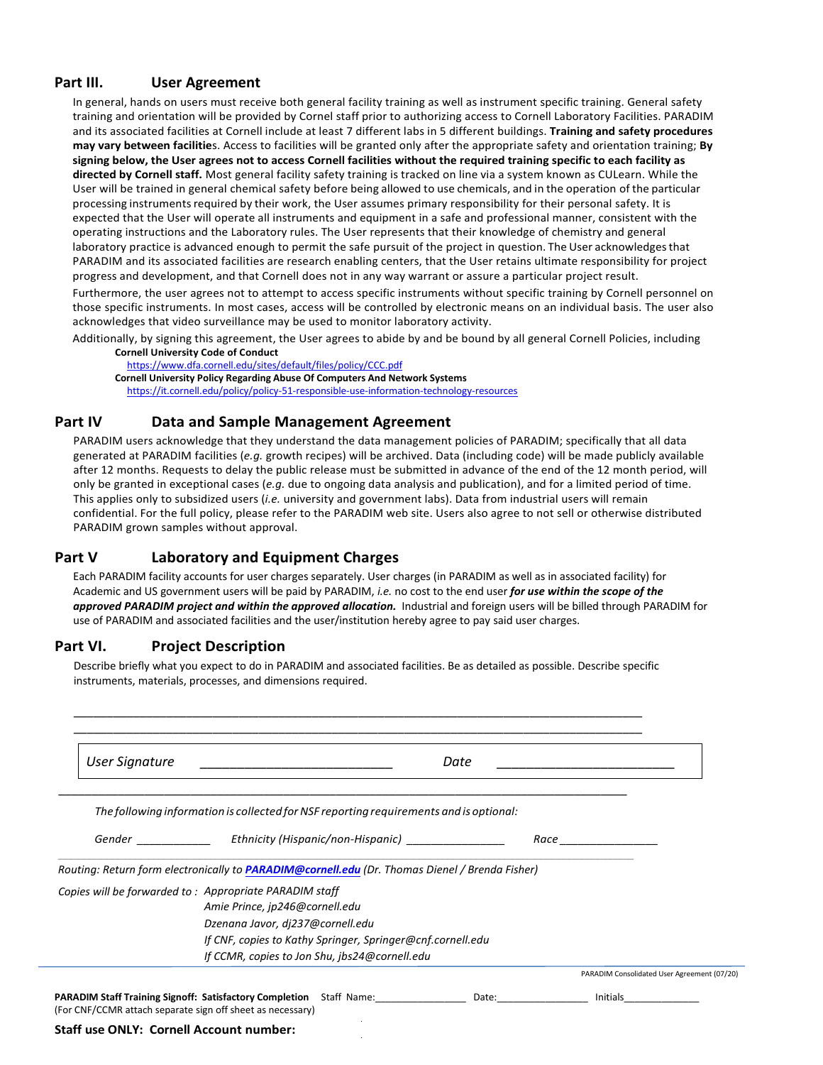## Part III. User Agreement

In general, hands on users must receive both general facility training as well as instrument specific training. General safety training and orientation will be provided by Cornel staff prior to authorizing access to Cornell Laboratory Facilities. PARADIM and its associated facilities at Cornell include at least 7 different labs in 5 different buildings. **Training and safety procedures may vary between facilitie**s. Access to facilities will be granted only after the appropriate safety and orientation training; **By signing below, the User agrees not to access Cornell facilities without the required training specific to each facility as directed by Cornell staff.** Most general facility safety training is tracked on line via a system known as CULearn. While the User will be trained in general chemical safety before being allowed to use chemicals, and in the operation of the particular processing instruments required by their work, the User assumes primary responsibility for their personal safety. It is expected that the User will operate all instruments and equipment in a safe and professional manner, consistent with the operating instructions and the Laboratory rules. The User represents that their knowledge of chemistry and general laboratory practice is advanced enough to permit the safe pursuit of the project in question. The User acknowledges that PARADIM and its associated facilities are research enabling centers, that the User retains ultimate responsibility for project progress and development, and that Cornell does not in any way warrant or assure a particular project result.

Furthermore, the user agrees not to attempt to access specific instruments without specific training by Cornell personnel on those specific instruments. In most cases, access will be controlled by electronic means on an individual basis. The user also acknowledges that video surveillance may be used to monitor laboratory activity.

Additionally, by signing this agreement, the User agrees to abide by and be bound by all general Cornell Policies, including

**Cornell University Code of Conduct**
https://www.dfa.cornell.edu/sites/default/files/policy/CCC.pdf
**Cornell University Policy Regarding Abuse Of Computers And Network Systems**
https://it.cornell.edu/policy/policy-51-responsible-use-information-technology-resources

## Part IV Data and Sample Management Agreement

PARADIM users acknowledge that they understand the data management policies of PARADIM; specifically that all data generated at PARADIM facilities (*e.g.* growth recipes) will be archived. Data (including code) will be made publicly available after 12 months. Requests to delay the public release must be submitted in advance of the end of the 12 month period, will only be granted in exceptional cases (*e.g.* due to ongoing data analysis and publication), and for a limited period of time. This applies only to subsidized users (*i.e.* university and government labs). Data from industrial users will remain confidential. For the full policy, please refer to the PARADIM web site. Users also agree to not sell or otherwise distributed PARADIM grown samples without approval.

## Part V Laboratory and Equipment Charges

Each PARADIM facility accounts for user charges separately. User charges (in PARADIM as well as in associated facility) for Academic and US government users will be paid by PARADIM, *i.e.* no cost to the end user ***for use within the scope of the approved PARADIM project and within the approved allocation.*** Industrial and foreign users will be billed through PARADIM for use of PARADIM and associated facilities and the user/institution hereby agree to pay said user charges.

## Part VI. Project Description

Describe briefly what you expect to do in PARADIM and associated facilities. Be as detailed as possible. Describe specific instruments, materials, processes, and dimensions required.

______________________________________________________________________________

______________________________________________________________________________

*User Signature* ___________________________ *Date* _________________________

*The following information is collected for NSF reporting requirements and is optional:*

*Gender* ____________ *Ethnicity (Hispanic/non-Hispanic)* _______________ *Race* _______________

*Routing: Return form electronically to* ***PARADIM@cornell.edu*** *(Dr. Thomas Dienel / Brenda Fisher)*

*Copies will be forwarded to : Appropriate PARADIM staff*
*Amie Prince, jp246@cornell.edu*
*Dzenana Javor, dj237@cornell.edu*
*If CNF, copies to Kathy Springer, Springer@cnf.cornell.edu*
*If CCMR, copies to Jon Shu, jbs24@cornell.edu*

PARADIM Consolidated User Agreement (07/20)

**PARADIM Staff Training Signoff: Satisfactory Completion** Staff Name:________________ Date:________________ Initials______________
(For CNF/CCMR attach separate sign off sheet as necessary)

**Staff use ONLY: Cornell Account number:**